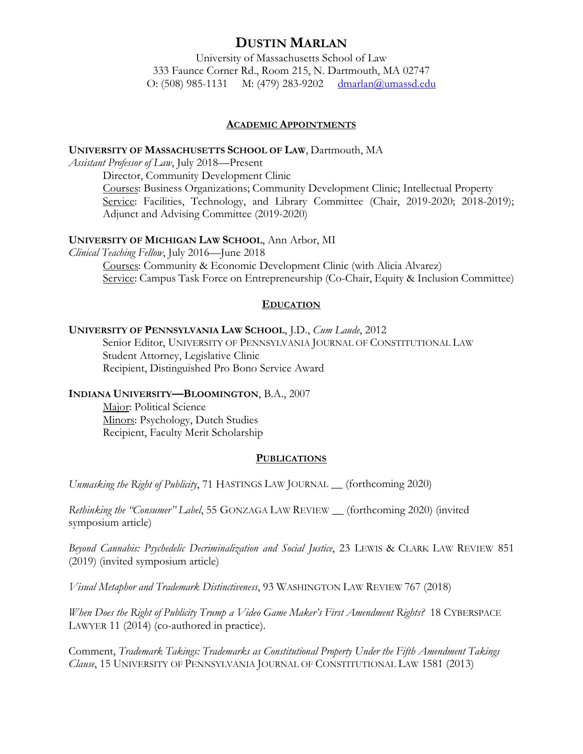# DUSTIN MARLAN

University of Massachusetts School of Law
333 Faunce Corner Rd., Room 215, N. Dartmouth, MA 02747
O: (508) 985-1131 M: (479) 283-9202 dmarlan@umassd.edu

## ACADEMIC APPOINTMENTS

**UNIVERSITY OF MASSACHUSETTS SCHOOL OF LAW**, Dartmouth, MA
*Assistant Professor of Law*, July 2018—Present
Director, Community Development Clinic
Courses: Business Organizations; Community Development Clinic; Intellectual Property
Service: Facilities, Technology, and Library Committee (Chair, 2019-2020; 2018-2019); Adjunct and Advising Committee (2019-2020)

**UNIVERSITY OF MICHIGAN LAW SCHOOL**, Ann Arbor, MI
*Clinical Teaching Fellow*, July 2016—June 2018
Courses: Community & Economic Development Clinic (with Alicia Alvarez)
Service: Campus Task Force on Entrepreneurship (Co-Chair, Equity & Inclusion Committee)

## EDUCATION

**UNIVERSITY OF PENNSYLVANIA LAW SCHOOL**, J.D., *Cum Laude*, 2012
Senior Editor, UNIVERSITY OF PENNSYLVANIA JOURNAL OF CONSTITUTIONAL LAW
Student Attorney, Legislative Clinic
Recipient, Distinguished Pro Bono Service Award

**INDIANA UNIVERSITY—BLOOMINGTON**, B.A., 2007
Major: Political Science
Minors: Psychology, Dutch Studies
Recipient, Faculty Merit Scholarship

## PUBLICATIONS

*Unmasking the Right of Publicity*, 71 HASTINGS LAW JOURNAL __ (forthcoming 2020)

*Rethinking the "Consumer" Label*, 55 GONZAGA LAW REVIEW __ (forthcoming 2020) (invited symposium article)

*Beyond Cannabis: Psychedelic Decriminalization and Social Justice*, 23 LEWIS & CLARK LAW REVIEW 851 (2019) (invited symposium article)

*Visual Metaphor and Trademark Distinctiveness*, 93 WASHINGTON LAW REVIEW 767 (2018)

*When Does the Right of Publicity Trump a Video Game Maker's First Amendment Rights?* 18 CYBERSPACE LAWYER 11 (2014) (co-authored in practice).

Comment, *Trademark Takings: Trademarks as Constitutional Property Under the Fifth Amendment Takings Clause*, 15 UNIVERSITY OF PENNSYLVANIA JOURNAL OF CONSTITUTIONAL LAW 1581 (2013)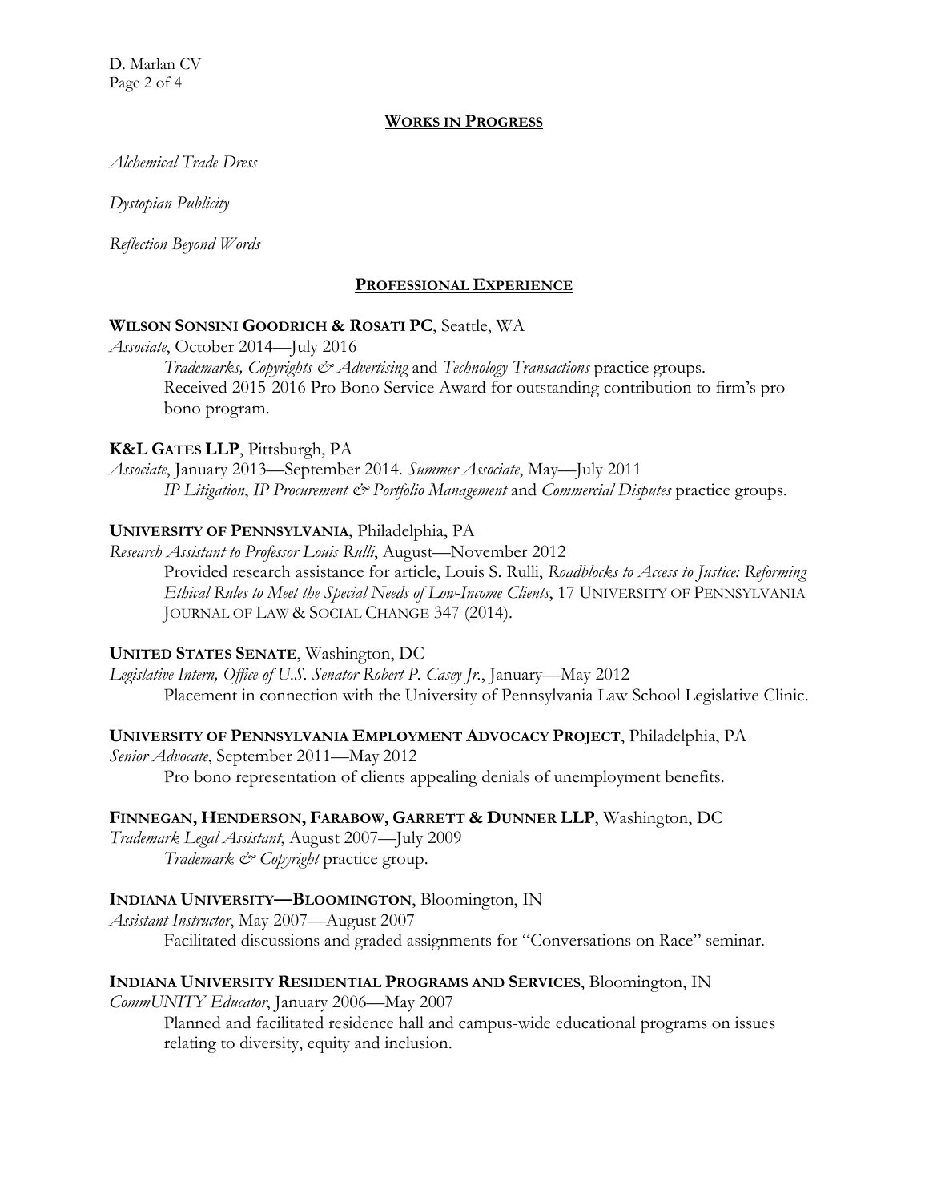## WORKS IN PROGRESS

*Alchemical Trade Dress*

*Dystopian Publicity*

*Reflection Beyond Words*

## PROFESSIONAL EXPERIENCE

**WILSON SONSINI GOODRICH & ROSATI PC**, Seattle, WA
*Associate*, October 2014—July 2016
*Trademarks, Copyrights & Advertising* and *Technology Transactions* practice groups.
Received 2015-2016 Pro Bono Service Award for outstanding contribution to firm's pro bono program.

**K&L GATES LLP**, Pittsburgh, PA
*Associate*, January 2013—September 2014. *Summer Associate*, May—July 2011
*IP Litigation*, *IP Procurement & Portfolio Management* and *Commercial Disputes* practice groups.

**UNIVERSITY OF PENNSYLVANIA**, Philadelphia, PA
*Research Assistant to Professor Louis Rulli*, August—November 2012
Provided research assistance for article, Louis S. Rulli, *Roadblocks to Access to Justice: Reforming Ethical Rules to Meet the Special Needs of Low-Income Clients*, 17 UNIVERSITY OF PENNSYLVANIA JOURNAL OF LAW & SOCIAL CHANGE 347 (2014).

**UNITED STATES SENATE**, Washington, DC
*Legislative Intern, Office of U.S. Senator Robert P. Casey Jr.*, January—May 2012
Placement in connection with the University of Pennsylvania Law School Legislative Clinic.

**UNIVERSITY OF PENNSYLVANIA EMPLOYMENT ADVOCACY PROJECT**, Philadelphia, PA
*Senior Advocate*, September 2011—May 2012
Pro bono representation of clients appealing denials of unemployment benefits.

**FINNEGAN, HENDERSON, FARABOW, GARRETT & DUNNER LLP**, Washington, DC
*Trademark Legal Assistant*, August 2007—July 2009
*Trademark & Copyright* practice group.

**INDIANA UNIVERSITY—BLOOMINGTON**, Bloomington, IN
*Assistant Instructor*, May 2007—August 2007
Facilitated discussions and graded assignments for "Conversations on Race" seminar.

**INDIANA UNIVERSITY RESIDENTIAL PROGRAMS AND SERVICES**, Bloomington, IN
*CommUNITY Educator*, January 2006—May 2007
Planned and facilitated residence hall and campus-wide educational programs on issues relating to diversity, equity and inclusion.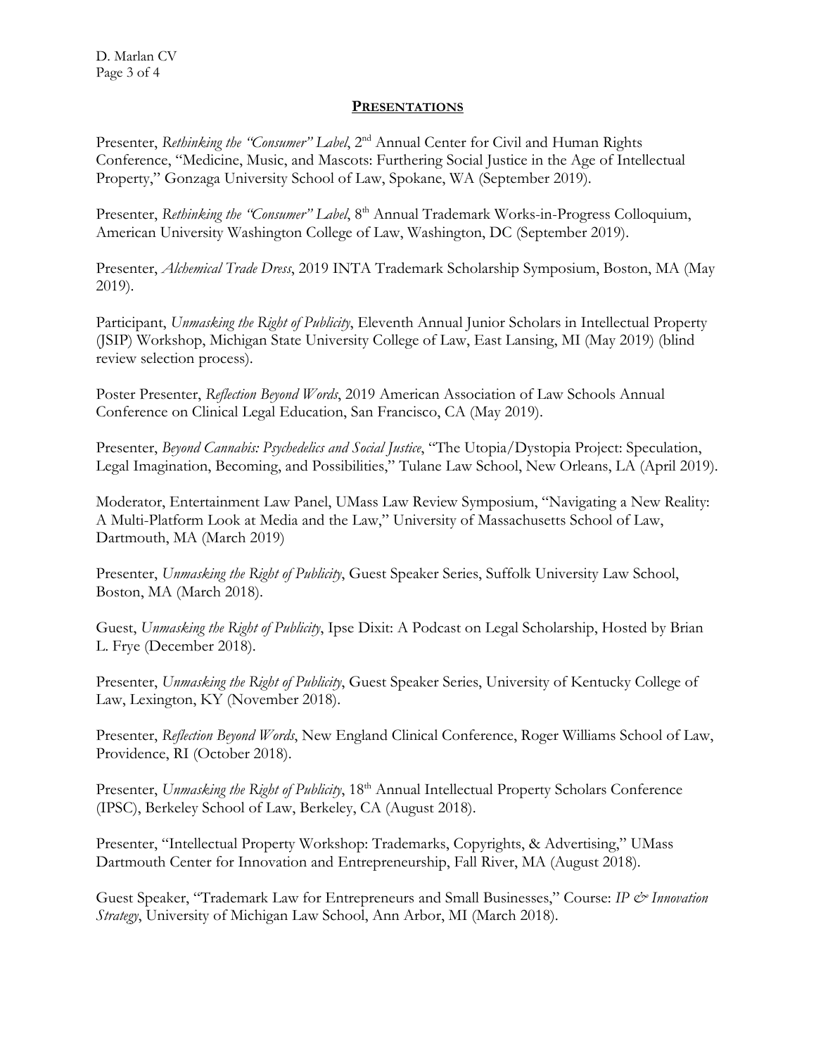## PRESENTATIONS

Presenter, *Rethinking the "Consumer" Label*, 2nd Annual Center for Civil and Human Rights Conference, "Medicine, Music, and Mascots: Furthering Social Justice in the Age of Intellectual Property," Gonzaga University School of Law, Spokane, WA (September 2019).

Presenter, *Rethinking the "Consumer" Label*, 8th Annual Trademark Works-in-Progress Colloquium, American University Washington College of Law, Washington, DC (September 2019).

Presenter, *Alchemical Trade Dress*, 2019 INTA Trademark Scholarship Symposium, Boston, MA (May 2019).

Participant, *Unmasking the Right of Publicity*, Eleventh Annual Junior Scholars in Intellectual Property (JSIP) Workshop, Michigan State University College of Law, East Lansing, MI (May 2019) (blind review selection process).

Poster Presenter, *Reflection Beyond Words*, 2019 American Association of Law Schools Annual Conference on Clinical Legal Education, San Francisco, CA (May 2019).

Presenter, *Beyond Cannabis: Psychedelics and Social Justice*, "The Utopia/Dystopia Project: Speculation, Legal Imagination, Becoming, and Possibilities," Tulane Law School, New Orleans, LA (April 2019).

Moderator, Entertainment Law Panel, UMass Law Review Symposium, "Navigating a New Reality: A Multi-Platform Look at Media and the Law," University of Massachusetts School of Law, Dartmouth, MA (March 2019)

Presenter, *Unmasking the Right of Publicity*, Guest Speaker Series, Suffolk University Law School, Boston, MA (March 2018).

Guest, *Unmasking the Right of Publicity*, Ipse Dixit: A Podcast on Legal Scholarship, Hosted by Brian L. Frye (December 2018).

Presenter, *Unmasking the Right of Publicity*, Guest Speaker Series, University of Kentucky College of Law, Lexington, KY (November 2018).

Presenter, *Reflection Beyond Words*, New England Clinical Conference, Roger Williams School of Law, Providence, RI (October 2018).

Presenter, *Unmasking the Right of Publicity*, 18th Annual Intellectual Property Scholars Conference (IPSC), Berkeley School of Law, Berkeley, CA (August 2018).

Presenter, "Intellectual Property Workshop: Trademarks, Copyrights, & Advertising," UMass Dartmouth Center for Innovation and Entrepreneurship, Fall River, MA (August 2018).

Guest Speaker, "Trademark Law for Entrepreneurs and Small Businesses," Course: *IP & Innovation Strategy*, University of Michigan Law School, Ann Arbor, MI (March 2018).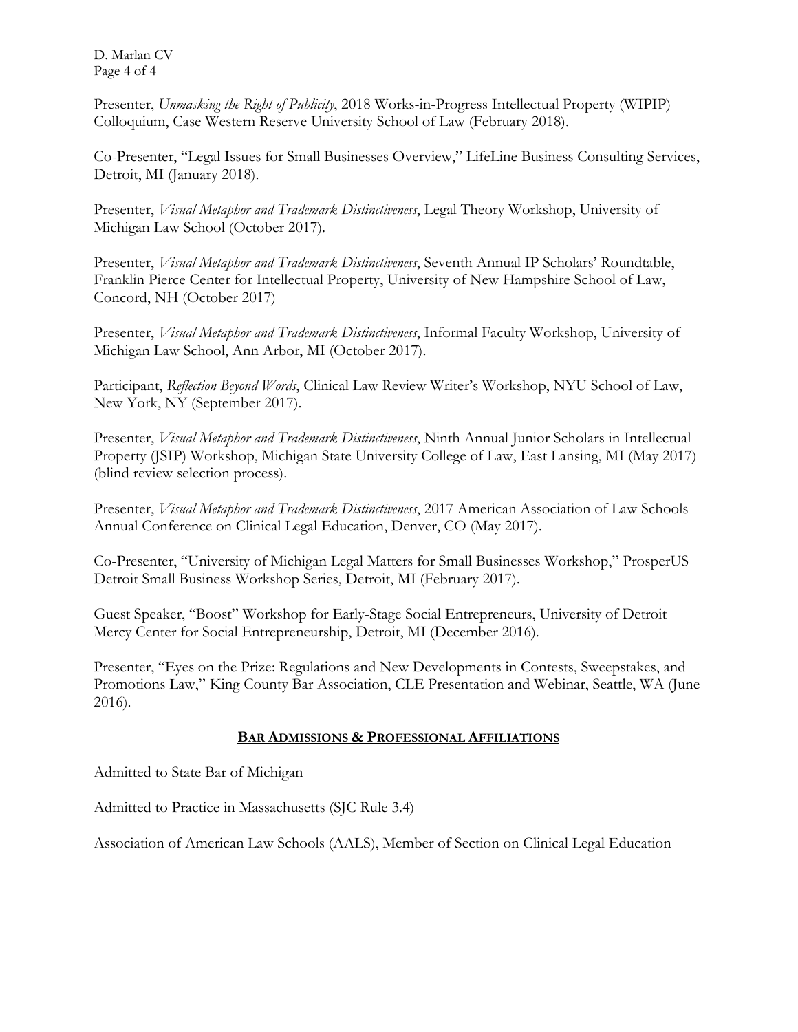Presenter, *Unmasking the Right of Publicity*, 2018 Works-in-Progress Intellectual Property (WIPIP) Colloquium, Case Western Reserve University School of Law (February 2018).

Co-Presenter, "Legal Issues for Small Businesses Overview," LifeLine Business Consulting Services, Detroit, MI (January 2018).

Presenter, *Visual Metaphor and Trademark Distinctiveness*, Legal Theory Workshop, University of Michigan Law School (October 2017).

Presenter, *Visual Metaphor and Trademark Distinctiveness*, Seventh Annual IP Scholars' Roundtable, Franklin Pierce Center for Intellectual Property, University of New Hampshire School of Law, Concord, NH (October 2017)

Presenter, *Visual Metaphor and Trademark Distinctiveness*, Informal Faculty Workshop, University of Michigan Law School, Ann Arbor, MI (October 2017).

Participant, *Reflection Beyond Words*, Clinical Law Review Writer's Workshop, NYU School of Law, New York, NY (September 2017).

Presenter, *Visual Metaphor and Trademark Distinctiveness*, Ninth Annual Junior Scholars in Intellectual Property (JSIP) Workshop, Michigan State University College of Law, East Lansing, MI (May 2017) (blind review selection process).

Presenter, *Visual Metaphor and Trademark Distinctiveness*, 2017 American Association of Law Schools Annual Conference on Clinical Legal Education, Denver, CO (May 2017).

Co-Presenter, "University of Michigan Legal Matters for Small Businesses Workshop," ProsperUS Detroit Small Business Workshop Series, Detroit, MI (February 2017).

Guest Speaker, "Boost" Workshop for Early-Stage Social Entrepreneurs, University of Detroit Mercy Center for Social Entrepreneurship, Detroit, MI (December 2016).

Presenter, "Eyes on the Prize: Regulations and New Developments in Contests, Sweepstakes, and Promotions Law," King County Bar Association, CLE Presentation and Webinar, Seattle, WA (June 2016).

## Bar Admissions & Professional Affiliations

Admitted to State Bar of Michigan

Admitted to Practice in Massachusetts (SJC Rule 3.4)

Association of American Law Schools (AALS), Member of Section on Clinical Legal Education